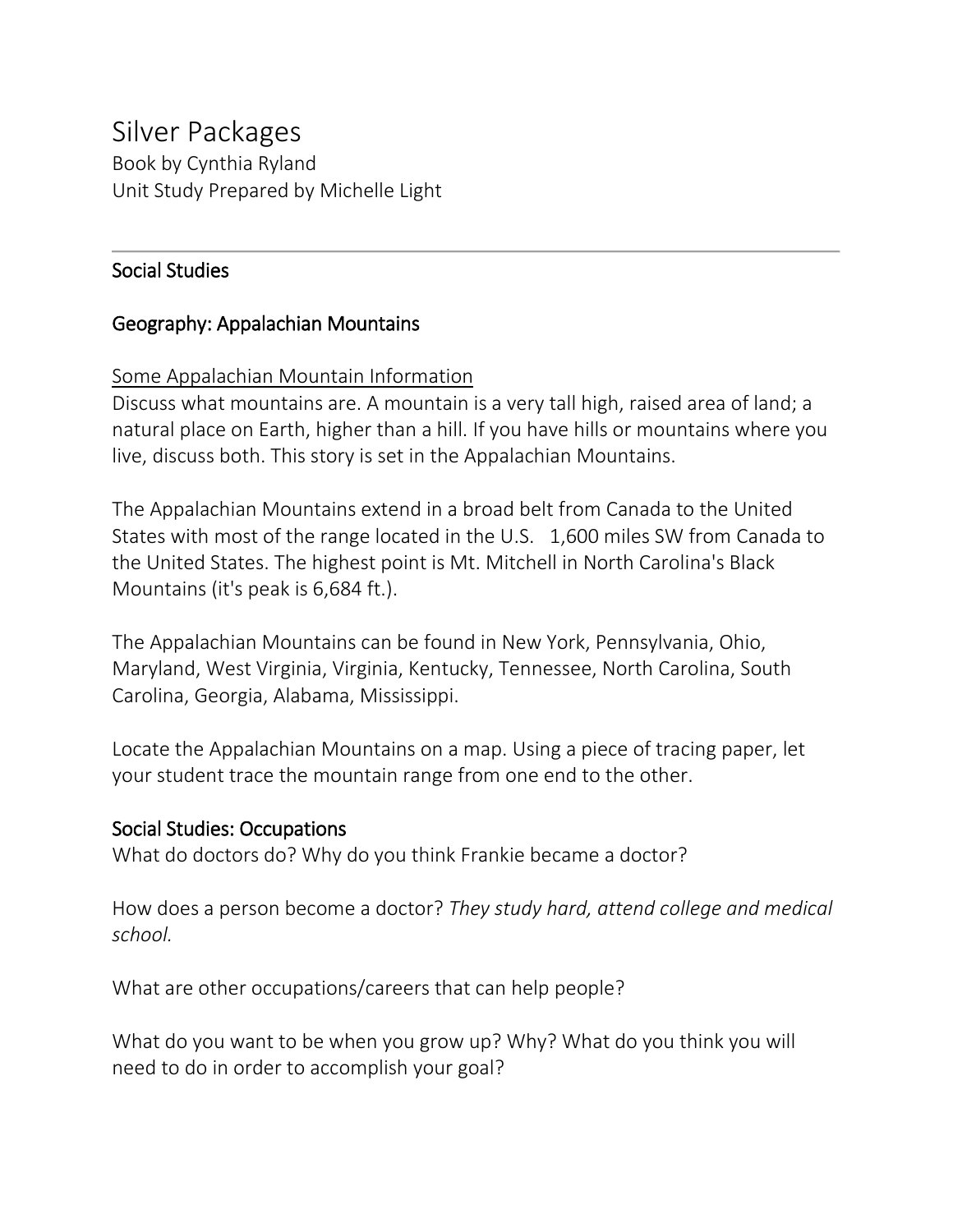# Silver Packages

Book by Cynthia Ryland
Unit Study Prepared by Michelle Light

---

## Social Studies

### Geography: Appalachian Mountains

Some Appalachian Mountain Information

Discuss what mountains are. A mountain is a very tall high, raised area of land; a natural place on Earth, higher than a hill. If you have hills or mountains where you live, discuss both. This story is set in the Appalachian Mountains.

The Appalachian Mountains extend in a broad belt from Canada to the United States with most of the range located in the U.S.   1,600 miles SW from Canada to the United States. The highest point is Mt. Mitchell in North Carolina's Black Mountains (it's peak is 6,684 ft.).

The Appalachian Mountains can be found in New York, Pennsylvania, Ohio, Maryland, West Virginia, Virginia, Kentucky, Tennessee, North Carolina, South Carolina, Georgia, Alabama, Mississippi.

Locate the Appalachian Mountains on a map. Using a piece of tracing paper, let your student trace the mountain range from one end to the other.

### Social Studies: Occupations

What do doctors do? Why do you think Frankie became a doctor?

How does a person become a doctor? *They study hard, attend college and medical school.*

What are other occupations/careers that can help people?

What do you want to be when you grow up? Why? What do you think you will need to do in order to accomplish your goal?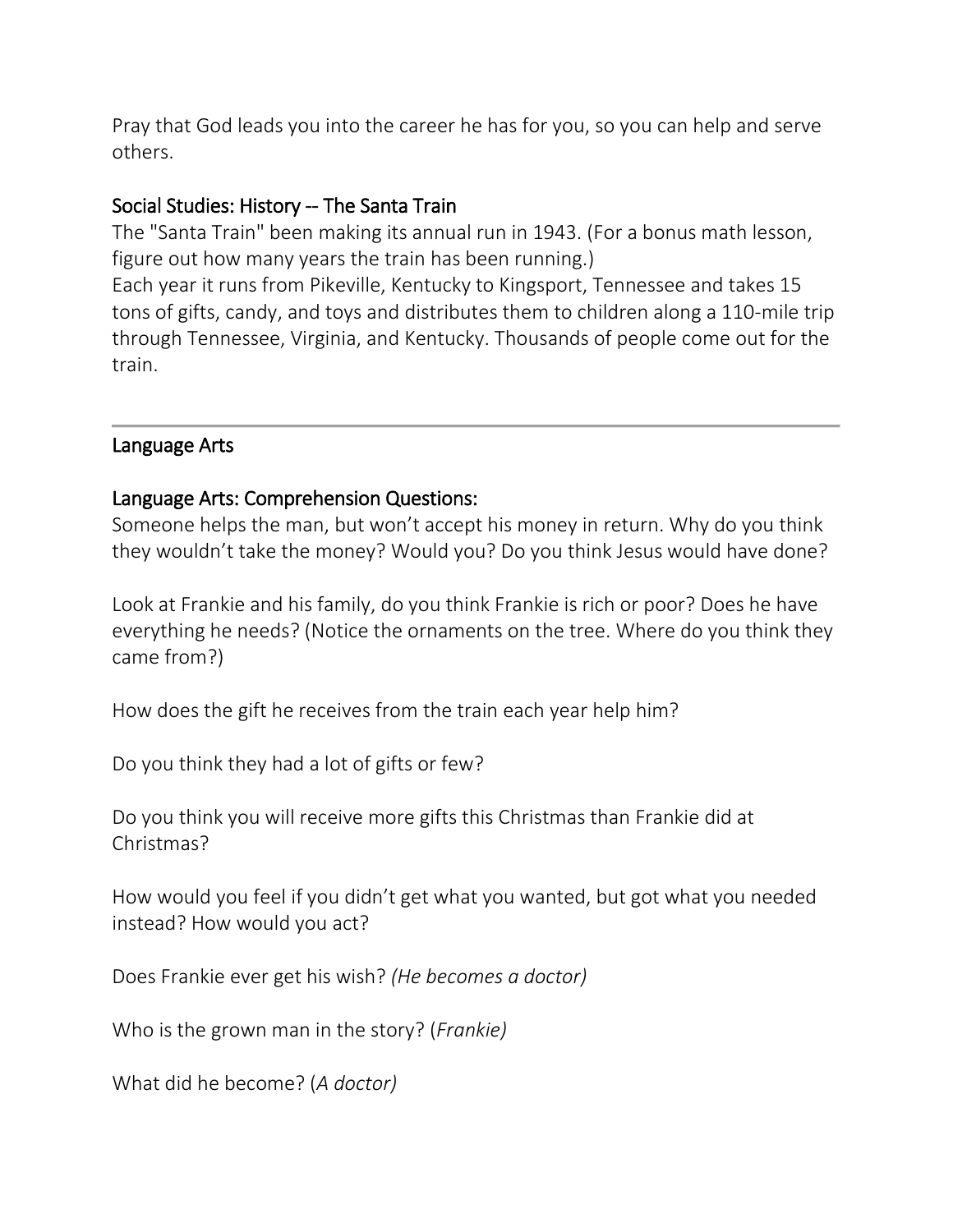Pray that God leads you into the career he has for you, so you can help and serve others.

### Social Studies: History -- The Santa Train

The "Santa Train" been making its annual run in 1943. (For a bonus math lesson, figure out how many years the train has been running.)
Each year it runs from Pikeville, Kentucky to Kingsport, Tennessee and takes 15 tons of gifts, candy, and toys and distributes them to children along a 110-mile trip through Tennessee, Virginia, and Kentucky. Thousands of people come out for the train.

---

## Language Arts

### Language Arts: Comprehension Questions:

Someone helps the man, but won't accept his money in return. Why do you think they wouldn't take the money? Would you? Do you think Jesus would have done?

Look at Frankie and his family, do you think Frankie is rich or poor? Does he have everything he needs? (Notice the ornaments on the tree. Where do you think they came from?)

How does the gift he receives from the train each year help him?

Do you think they had a lot of gifts or few?

Do you think you will receive more gifts this Christmas than Frankie did at Christmas?

How would you feel if you didn't get what you wanted, but got what you needed instead? How would you act?

Does Frankie ever get his wish? *(He becomes a doctor)*

Who is the grown man in the story? (*Frankie)*

What did he become? (*A doctor)*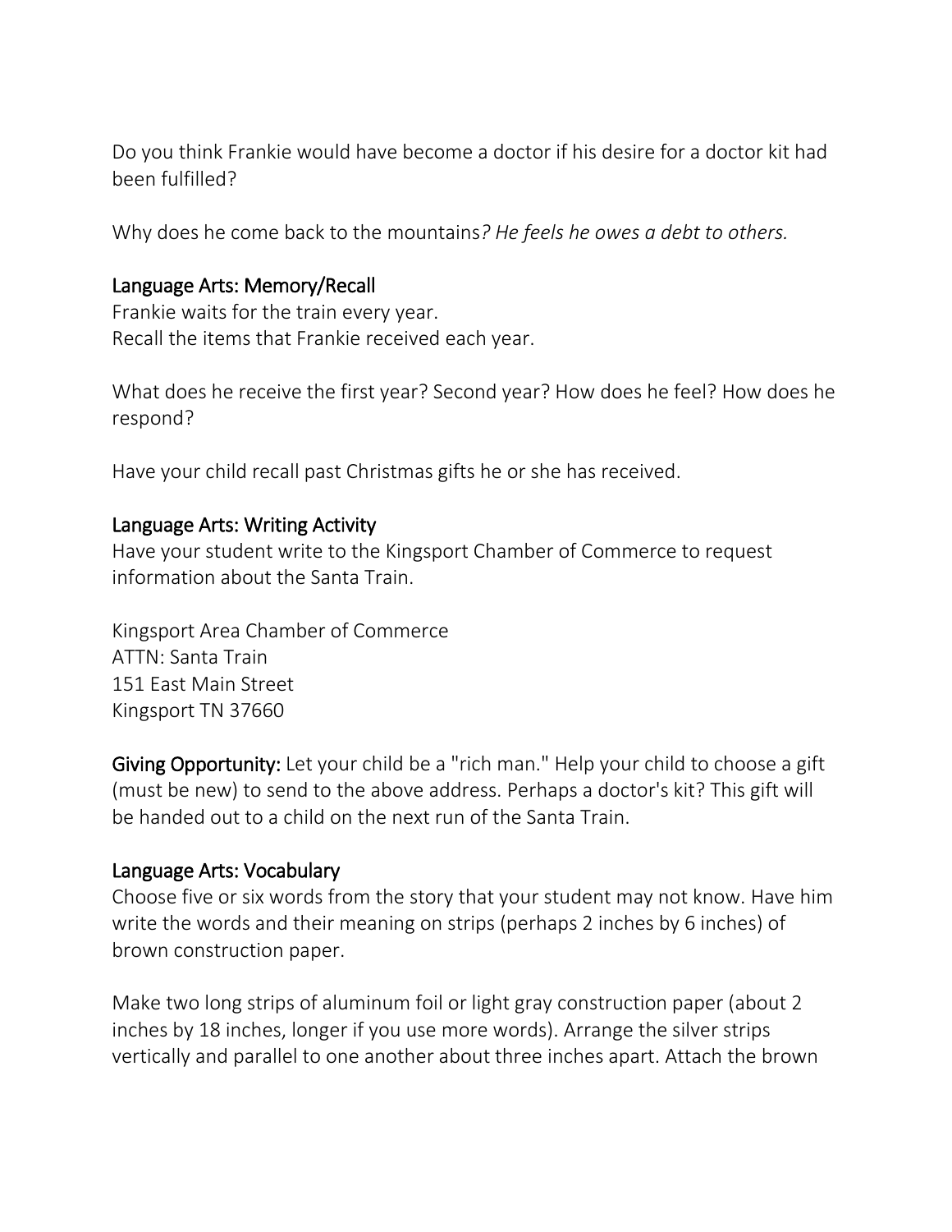Do you think Frankie would have become a doctor if his desire for a doctor kit had been fulfilled?

Why does he come back to the mountains*? He feels he owes a debt to others.*

### Language Arts: Memory/Recall

Frankie waits for the train every year.
Recall the items that Frankie received each year.

What does he receive the first year? Second year? How does he feel? How does he respond?

Have your child recall past Christmas gifts he or she has received.

### Language Arts: Writing Activity

Have your student write to the Kingsport Chamber of Commerce to request information about the Santa Train.

Kingsport Area Chamber of Commerce
ATTN: Santa Train
151 East Main Street
Kingsport TN 37660

**Giving Opportunity:** Let your child be a "rich man." Help your child to choose a gift (must be new) to send to the above address. Perhaps a doctor's kit? This gift will be handed out to a child on the next run of the Santa Train.

### Language Arts: Vocabulary

Choose five or six words from the story that your student may not know. Have him write the words and their meaning on strips (perhaps 2 inches by 6 inches) of brown construction paper.

Make two long strips of aluminum foil or light gray construction paper (about 2 inches by 18 inches, longer if you use more words). Arrange the silver strips vertically and parallel to one another about three inches apart. Attach the brown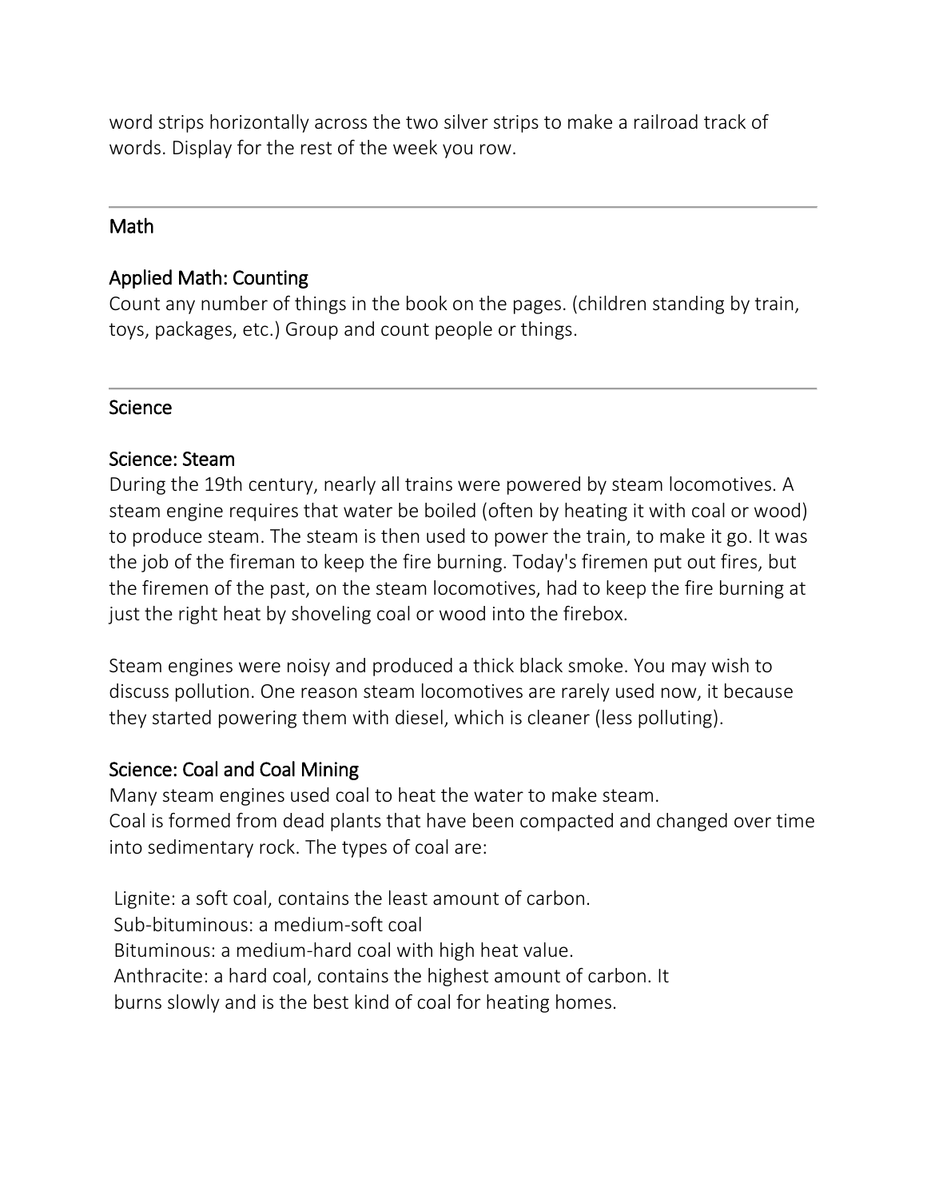word strips horizontally across the two silver strips to make a railroad track of words. Display for the rest of the week you row.

---

## Math

### Applied Math: Counting

Count any number of things in the book on the pages. (children standing by train, toys, packages, etc.) Group and count people or things.

---

## Science

### Science: Steam

During the 19th century, nearly all trains were powered by steam locomotives. A steam engine requires that water be boiled (often by heating it with coal or wood) to produce steam. The steam is then used to power the train, to make it go. It was the job of the fireman to keep the fire burning. Today's firemen put out fires, but the firemen of the past, on the steam locomotives, had to keep the fire burning at just the right heat by shoveling coal or wood into the firebox.

Steam engines were noisy and produced a thick black smoke. You may wish to discuss pollution. One reason steam locomotives are rarely used now, it because they started powering them with diesel, which is cleaner (less polluting).

### Science: Coal and Coal Mining

Many steam engines used coal to heat the water to make steam.
Coal is formed from dead plants that have been compacted and changed over time into sedimentary rock. The types of coal are:

Lignite: a soft coal, contains the least amount of carbon.
Sub-bituminous: a medium-soft coal
Bituminous: a medium-hard coal with high heat value.
Anthracite: a hard coal, contains the highest amount of carbon. It burns slowly and is the best kind of coal for heating homes.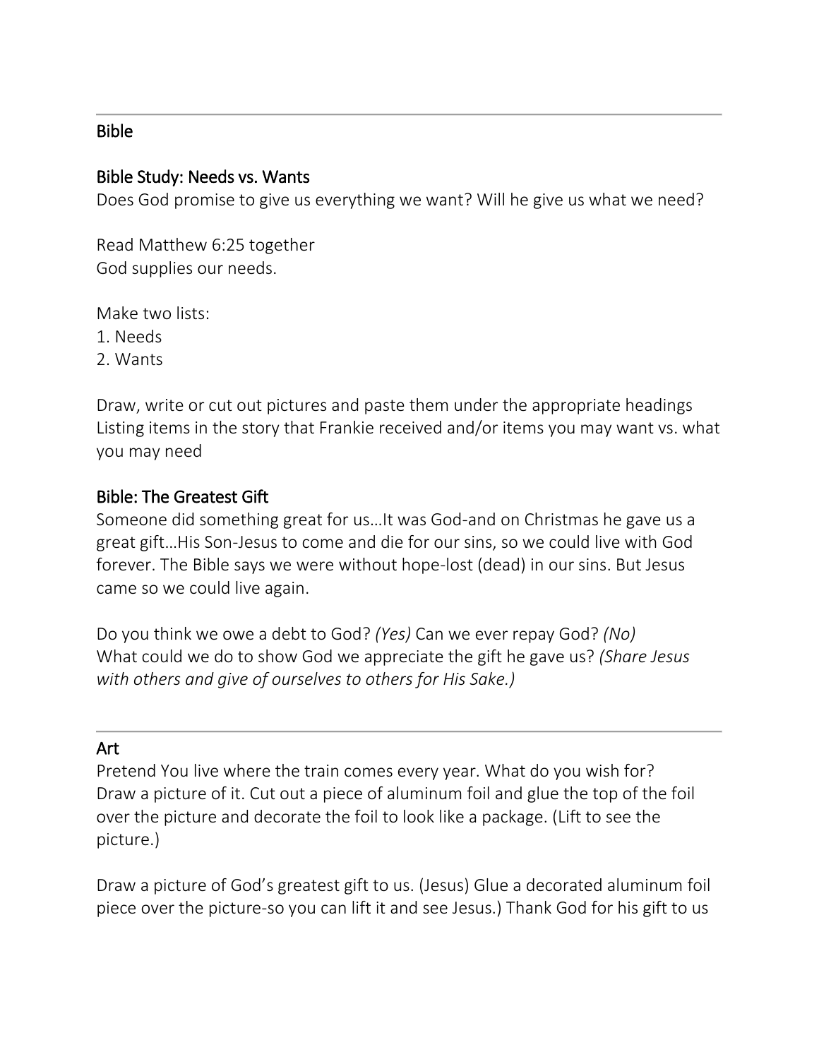## Bible

### Bible Study: Needs vs. Wants

Does God promise to give us everything we want? Will he give us what we need?

Read Matthew 6:25 together
God supplies our needs.

Make two lists:
1. Needs
2. Wants

Draw, write or cut out pictures and paste them under the appropriate headings
Listing items in the story that Frankie received and/or items you may want vs. what you may need

### Bible: The Greatest Gift

Someone did something great for us…It was God-and on Christmas he gave us a great gift…His Son-Jesus to come and die for our sins, so we could live with God forever. The Bible says we were without hope-lost (dead) in our sins. But Jesus came so we could live again.

Do you think we owe a debt to God? *(Yes)* Can we ever repay God? *(No)*
What could we do to show God we appreciate the gift he gave us? *(Share Jesus with others and give of ourselves to others for His Sake.)*

---

## Art

Pretend You live where the train comes every year. What do you wish for?
Draw a picture of it. Cut out a piece of aluminum foil and glue the top of the foil over the picture and decorate the foil to look like a package. (Lift to see the picture.)

Draw a picture of God's greatest gift to us. (Jesus) Glue a decorated aluminum foil piece over the picture-so you can lift it and see Jesus.) Thank God for his gift to us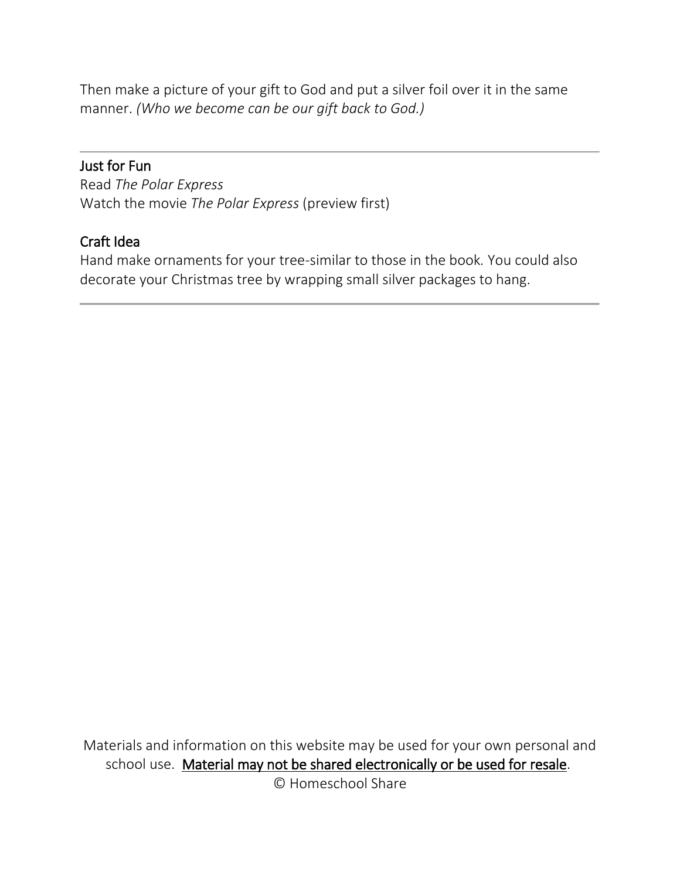Then make a picture of your gift to God and put a silver foil over it in the same manner. *(Who we become can be our gift back to God.)*

---

Just for Fun

Read *The Polar Express*

Watch the movie *The Polar Express* (preview first)

Craft Idea

Hand make ornaments for your tree-similar to those in the book. You could also decorate your Christmas tree by wrapping small silver packages to hang.

---

Materials and information on this website may be used for your own personal and school use. Material may not be shared electronically or be used for resale.
© Homeschool Share